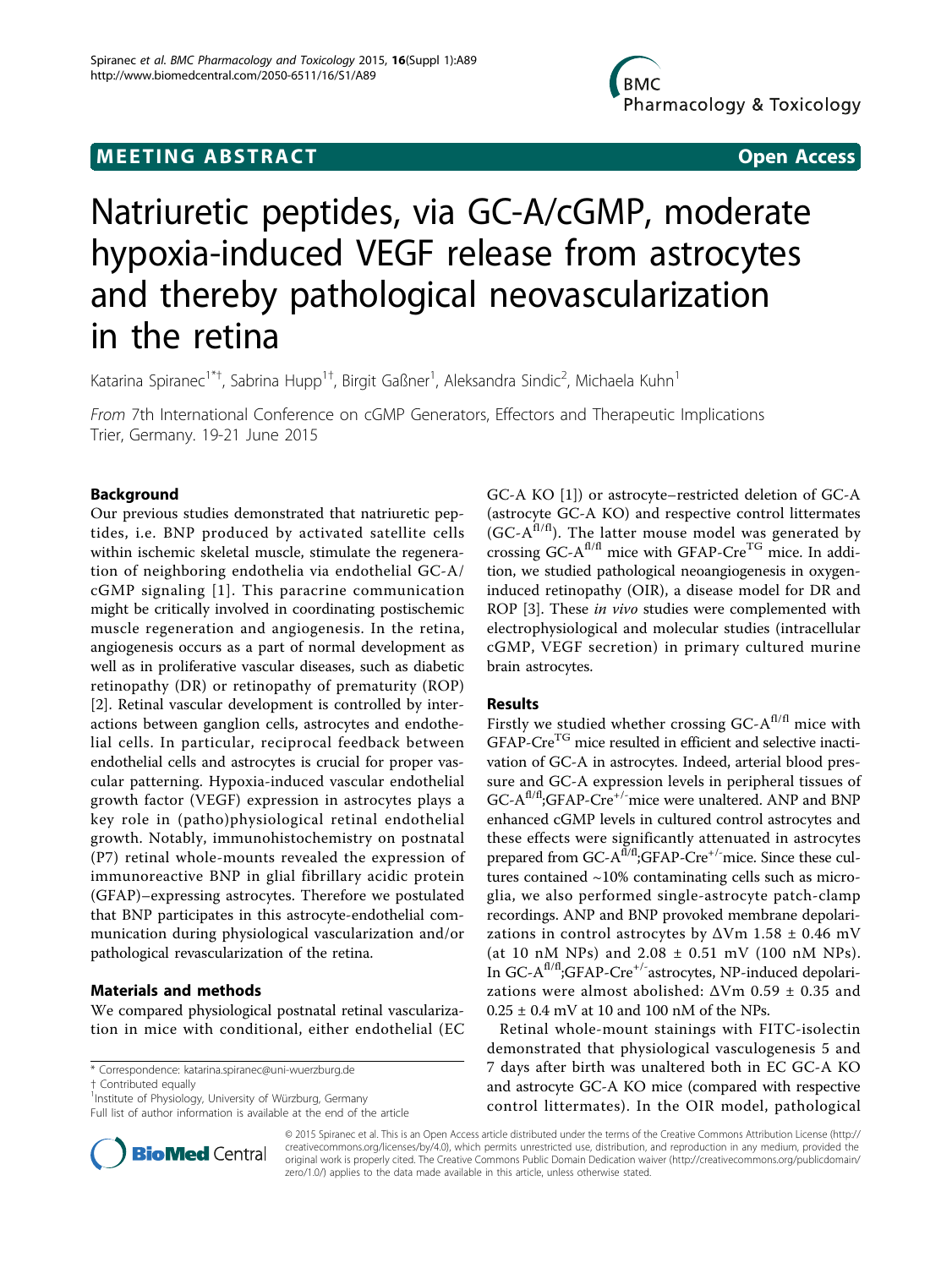MEETING ABSTRACT | Open Access

# Natriuretic peptides, via GC-A/cGMP, moderate hypoxia-induced VEGF release from astrocytes and thereby pathological neovascularization in the retina

Katarina Spiranec[1*†], Sabrina Hupp[1†], Birgit Gaßner[1], Aleksandra Sindic[2], Michaela Kuhn[1]

*From* 7th International Conference on cGMP Generators, Effectors and Therapeutic Implications
Trier, Germany. 19-21 June 2015

## Background

Our previous studies demonstrated that natriuretic peptides, i.e. BNP produced by activated satellite cells within ischemic skeletal muscle, stimulate the regeneration of neighboring endothelia via endothelial GC-A/cGMP signaling [1]. This paracrine communication might be critically involved in coordinating postischemic muscle regeneration and angiogenesis. In the retina, angiogenesis occurs as a part of normal development as well as in proliferative vascular diseases, such as diabetic retinopathy (DR) or retinopathy of prematurity (ROP) [2]. Retinal vascular development is controlled by interactions between ganglion cells, astrocytes and endothelial cells. In particular, reciprocal feedback between endothelial cells and astrocytes is crucial for proper vascular patterning. Hypoxia-induced vascular endothelial growth factor (VEGF) expression in astrocytes plays a key role in (patho)physiological retinal endothelial growth. Notably, immunohistochemistry on postnatal (P7) retinal whole-mounts revealed the expression of immunoreactive BNP in glial fibrillary acidic protein (GFAP)–expressing astrocytes. Therefore we postulated that BNP participates in this astrocyte-endothelial communication during physiological vascularization and/or pathological revascularization of the retina.

## Materials and methods

We compared physiological postnatal retinal vascularization in mice with conditional, either endothelial (EC GC-A KO [1]) or astrocyte–restricted deletion of GC-A (astrocyte GC-A KO) and respective control littermates ($GC\text{-}A^{fl/fl}$). The latter mouse model was generated by crossing $GC\text{-}A^{fl/fl}$ mice with $GFAP\text{-}Cre^{TG}$ mice. In addition, we studied pathological neoangiogenesis in oxygen-induced retinopathy (OIR), a disease model for DR and ROP [3]. These *in vivo* studies were complemented with electrophysiological and molecular studies (intracellular cGMP, VEGF secretion) in primary cultured murine brain astrocytes.

## Results

Firstly we studied whether crossing $GC\text{-}A^{fl/fl}$ mice with $GFAP\text{-}Cre^{TG}$ mice resulted in efficient and selective inactivation of GC-A in astrocytes. Indeed, arterial blood pressure and GC-A expression levels in peripheral tissues of $GC\text{-}A^{fl/fl}$;$GFAP\text{-}Cre^{+/-}$mice were unaltered. ANP and BNP enhanced cGMP levels in cultured control astrocytes and these effects were significantly attenuated in astrocytes prepared from $GC\text{-}A^{fl/fl}$;$GFAP\text{-}Cre^{+/-}$mice. Since these cultures contained ~10% contaminating cells such as microglia, we also performed single-astrocyte patch-clamp recordings. ANP and BNP provoked membrane depolarizations in control astrocytes by $\Delta Vm$ 1.58 ± 0.46 mV (at 10 nM NPs) and 2.08 ± 0.51 mV (100 nM NPs). In $GC\text{-}A^{fl/fl}$;$GFAP\text{-}Cre^{+/-}$astrocytes, NP-induced depolarizations were almost abolished: $\Delta Vm$ 0.59 ± 0.35 and 0.25 ± 0.4 mV at 10 and 100 nM of the NPs.

Retinal whole-mount stainings with FITC-isolectin demonstrated that physiological vasculogenesis 5 and 7 days after birth was unaltered both in EC GC-A KO and astrocyte GC-A KO mice (compared with respective control littermates). In the OIR model, pathological

\* Correspondence: katarina.spiranec@uni-wuerzburg.de
† Contributed equally
[1]Institute of Physiology, University of Würzburg, Germany
Full list of author information is available at the end of the article

© 2015 Spiranec et al. This is an Open Access article distributed under the terms of the Creative Commons Attribution License (http://creativecommons.org/licenses/by/4.0), which permits unrestricted use, distribution, and reproduction in any medium, provided the original work is properly cited. The Creative Commons Public Domain Dedication waiver (http://creativecommons.org/publicdomain/zero/1.0/) applies to the data made available in this article, unless otherwise stated.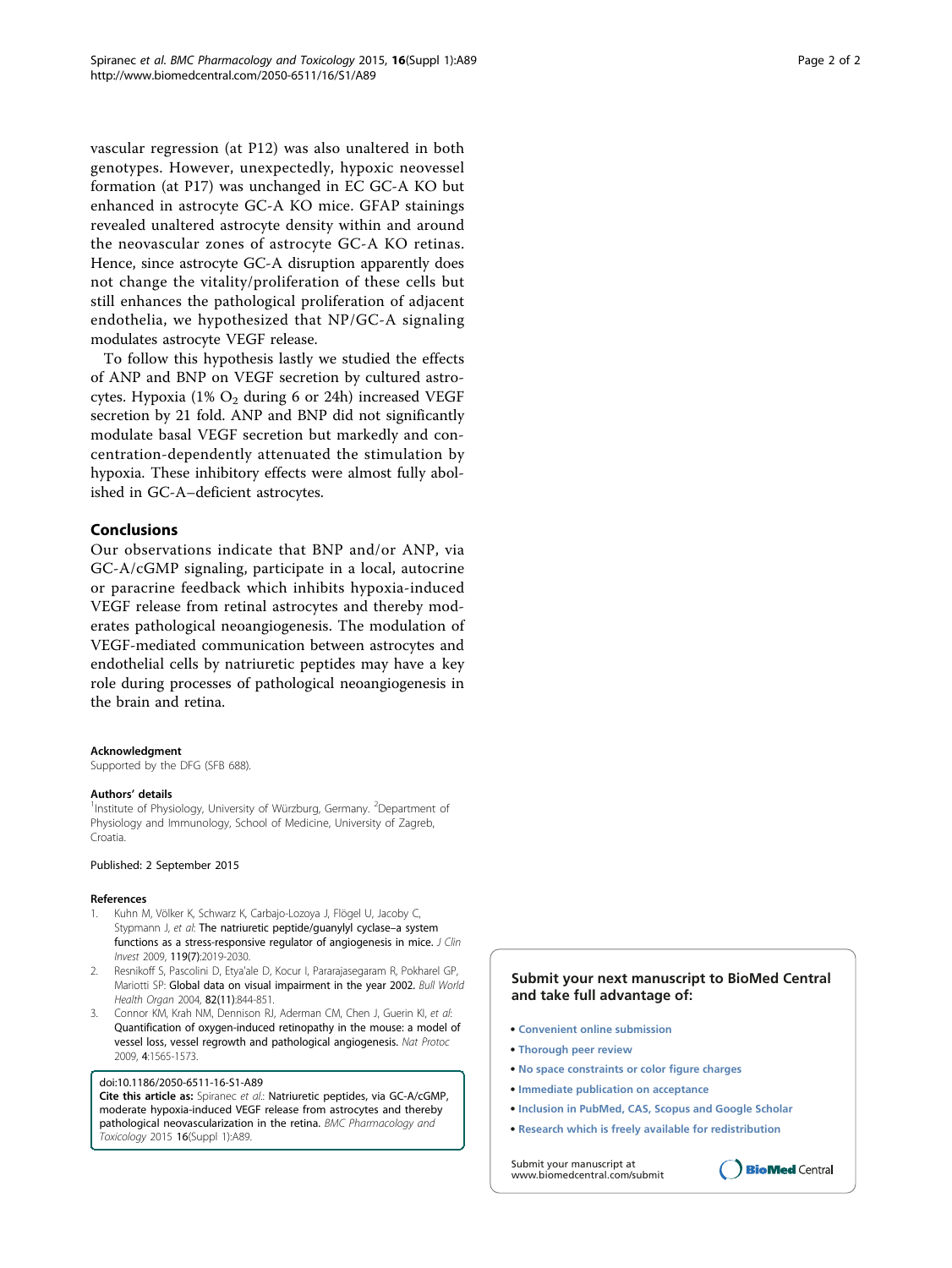vascular regression (at P12) was also unaltered in both genotypes. However, unexpectedly, hypoxic neovessel formation (at P17) was unchanged in EC GC-A KO but enhanced in astrocyte GC-A KO mice. GFAP stainings revealed unaltered astrocyte density within and around the neovascular zones of astrocyte GC-A KO retinas. Hence, since astrocyte GC-A disruption apparently does not change the vitality/proliferation of these cells but still enhances the pathological proliferation of adjacent endothelia, we hypothesized that NP/GC-A signaling modulates astrocyte VEGF release.

To follow this hypothesis lastly we studied the effects of ANP and BNP on VEGF secretion by cultured astrocytes. Hypoxia (1% $O_2$ during 6 or 24h) increased VEGF secretion by 21 fold. ANP and BNP did not significantly modulate basal VEGF secretion but markedly and concentration-dependently attenuated the stimulation by hypoxia. These inhibitory effects were almost fully abolished in GC-A–deficient astrocytes.

## Conclusions

Our observations indicate that BNP and/or ANP, via GC-A/cGMP signaling, participate in a local, autocrine or paracrine feedback which inhibits hypoxia-induced VEGF release from retinal astrocytes and thereby moderates pathological neoangiogenesis. The modulation of VEGF-mediated communication between astrocytes and endothelial cells by natriuretic peptides may have a key role during processes of pathological neoangiogenesis in the brain and retina.

#### Acknowledgment

Supported by the DFG (SFB 688).

#### Authors' details

[1]Institute of Physiology, University of Würzburg, Germany. [2]Department of Physiology and Immunology, School of Medicine, University of Zagreb, Croatia.

Published: 2 September 2015

#### References

1. Kuhn M, Völker K, Schwarz K, Carbajo-Lozoya J, Flögel U, Jacoby C, Stypmann J, *et al*: **The natriuretic peptide/guanylyl cyclase–a system functions as a stress-responsive regulator of angiogenesis in mice.** *J Clin Invest* 2009, **119(7)**:2019-2030.
2. Resnikoff S, Pascolini D, Etya'ale D, Kocur I, Pararajasegaram R, Pokharel GP, Mariotti SP: **Global data on visual impairment in the year 2002.** *Bull World Health Organ* 2004, **82(11)**:844-851.
3. Connor KM, Krah NM, Dennison RJ, Aderman CM, Chen J, Guerin KI, *et al*: **Quantification of oxygen-induced retinopathy in the mouse: a model of vessel loss, vessel regrowth and pathological angiogenesis.** *Nat Protoc* 2009, **4**:1565-1573.

doi:10.1186/2050-6511-16-S1-A89

**Cite this article as:** Spiranec *et al.*: Natriuretic peptides, via GC-A/cGMP, moderate hypoxia-induced VEGF release from astrocytes and thereby pathological neovascularization in the retina. *BMC Pharmacology and Toxicology* 2015 **16**(Suppl 1):A89.

**Submit your next manuscript to BioMed Central and take full advantage of:**

- **Convenient online submission**
- **Thorough peer review**
- **No space constraints or color figure charges**
- **Immediate publication on acceptance**
- **Inclusion in PubMed, CAS, Scopus and Google Scholar**
- **Research which is freely available for redistribution**

Submit your manuscript at www.biomedcentral.com/submit

BioMed Central